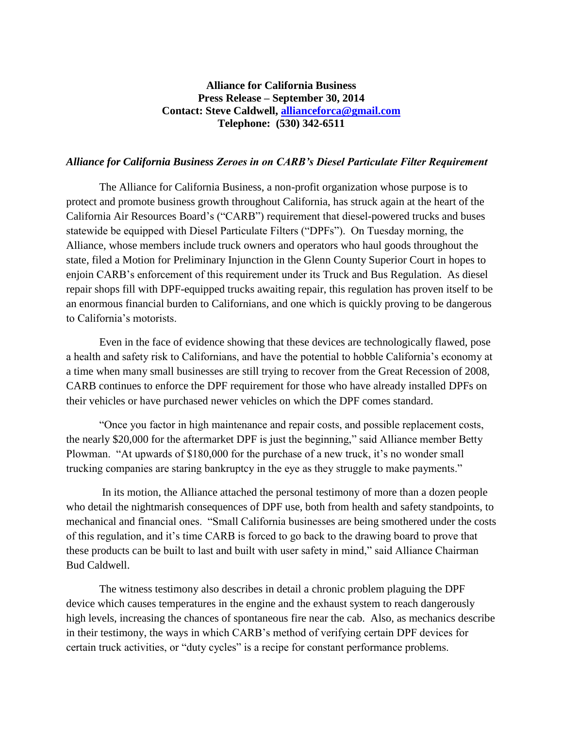**Alliance for California Business**
**Press Release – September 30, 2014**
**Contact: Steve Caldwell, [allianceforca@gmail.com](mailto:allianceforca@gmail.com)**
**Telephone: (530) 342-6511**

***Alliance for California Business Zeroes in on CARB's Diesel Particulate Filter Requirement***

The Alliance for California Business, a non-profit organization whose purpose is to protect and promote business growth throughout California, has struck again at the heart of the California Air Resources Board's ("CARB") requirement that diesel-powered trucks and buses statewide be equipped with Diesel Particulate Filters ("DPFs"). On Tuesday morning, the Alliance, whose members include truck owners and operators who haul goods throughout the state, filed a Motion for Preliminary Injunction in the Glenn County Superior Court in hopes to enjoin CARB's enforcement of this requirement under its Truck and Bus Regulation. As diesel repair shops fill with DPF-equipped trucks awaiting repair, this regulation has proven itself to be an enormous financial burden to Californians, and one which is quickly proving to be dangerous to California's motorists.

Even in the face of evidence showing that these devices are technologically flawed, pose a health and safety risk to Californians, and have the potential to hobble California's economy at a time when many small businesses are still trying to recover from the Great Recession of 2008, CARB continues to enforce the DPF requirement for those who have already installed DPFs on their vehicles or have purchased newer vehicles on which the DPF comes standard.

"Once you factor in high maintenance and repair costs, and possible replacement costs, the nearly $20,000 for the aftermarket DPF is just the beginning," said Alliance member Betty Plowman. "At upwards of $180,000 for the purchase of a new truck, it's no wonder small trucking companies are staring bankruptcy in the eye as they struggle to make payments."

In its motion, the Alliance attached the personal testimony of more than a dozen people who detail the nightmarish consequences of DPF use, both from health and safety standpoints, to mechanical and financial ones. "Small California businesses are being smothered under the costs of this regulation, and it's time CARB is forced to go back to the drawing board to prove that these products can be built to last and built with user safety in mind," said Alliance Chairman Bud Caldwell.

The witness testimony also describes in detail a chronic problem plaguing the DPF device which causes temperatures in the engine and the exhaust system to reach dangerously high levels, increasing the chances of spontaneous fire near the cab. Also, as mechanics describe in their testimony, the ways in which CARB's method of verifying certain DPF devices for certain truck activities, or "duty cycles" is a recipe for constant performance problems.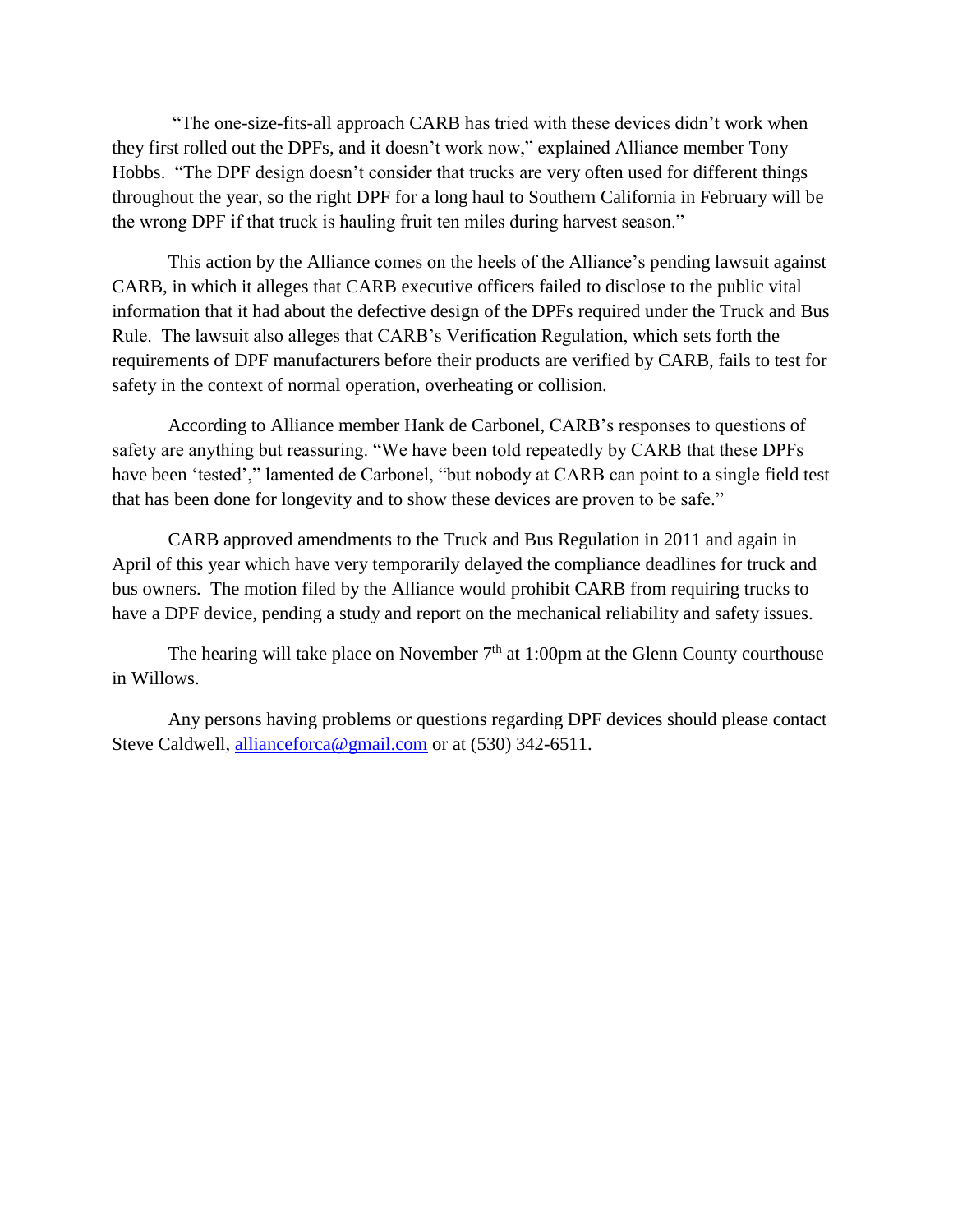"The one-size-fits-all approach CARB has tried with these devices didn't work when they first rolled out the DPFs, and it doesn't work now," explained Alliance member Tony Hobbs. "The DPF design doesn't consider that trucks are very often used for different things throughout the year, so the right DPF for a long haul to Southern California in February will be the wrong DPF if that truck is hauling fruit ten miles during harvest season."

This action by the Alliance comes on the heels of the Alliance's pending lawsuit against CARB, in which it alleges that CARB executive officers failed to disclose to the public vital information that it had about the defective design of the DPFs required under the Truck and Bus Rule. The lawsuit also alleges that CARB's Verification Regulation, which sets forth the requirements of DPF manufacturers before their products are verified by CARB, fails to test for safety in the context of normal operation, overheating or collision.

According to Alliance member Hank de Carbonel, CARB's responses to questions of safety are anything but reassuring. "We have been told repeatedly by CARB that these DPFs have been 'tested'," lamented de Carbonel, "but nobody at CARB can point to a single field test that has been done for longevity and to show these devices are proven to be safe."

CARB approved amendments to the Truck and Bus Regulation in 2011 and again in April of this year which have very temporarily delayed the compliance deadlines for truck and bus owners. The motion filed by the Alliance would prohibit CARB from requiring trucks to have a DPF device, pending a study and report on the mechanical reliability and safety issues.

The hearing will take place on November 7th at 1:00pm at the Glenn County courthouse in Willows.

Any persons having problems or questions regarding DPF devices should please contact Steve Caldwell, allianceforca@gmail.com or at (530) 342-6511.